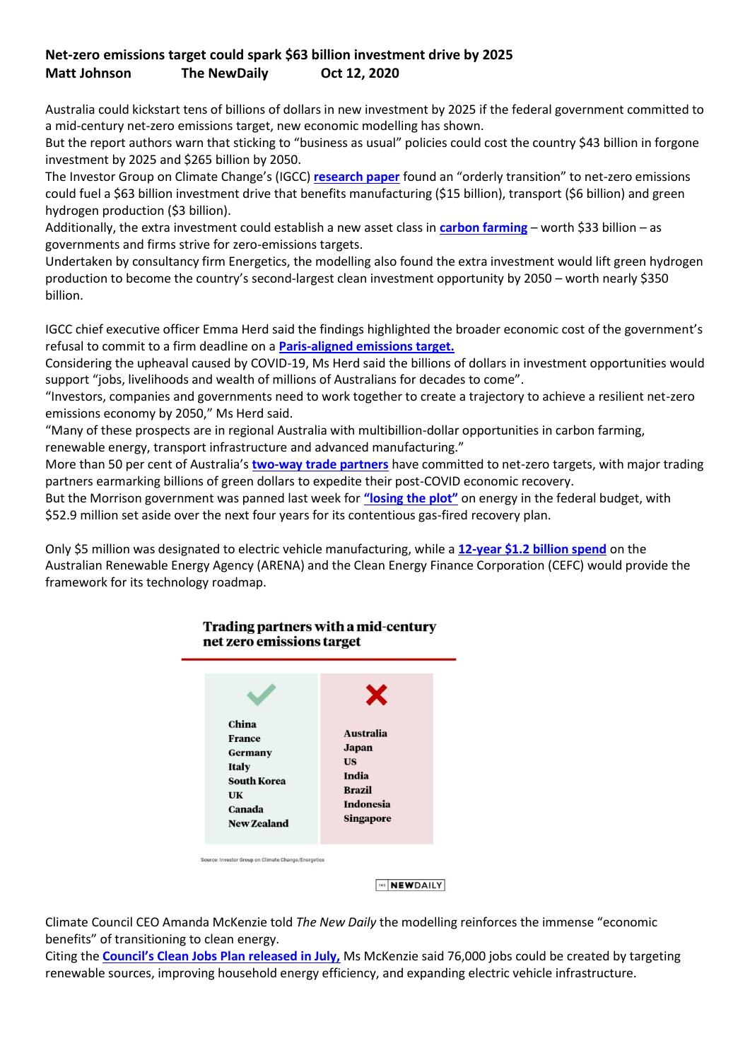**Net-zero emissions target could spark $63 billion investment drive by 2025**
**Matt Johnson The NewDaily Oct 12, 2020**

Australia could kickstart tens of billions of dollars in new investment by 2025 if the federal government committed to a mid-century net-zero emissions target, new economic modelling has shown.

But the report authors warn that sticking to "business as usual" policies could cost the country $43 billion in forgone investment by 2025 and $265 billion by 2050.

The Investor Group on Climate Change's (IGCC) **research paper** found an "orderly transition" to net-zero emissions could fuel a $63 billion investment drive that benefits manufacturing ($15 billion), transport ($6 billion) and green hydrogen production ($3 billion).

Additionally, the extra investment could establish a new asset class in **carbon farming** – worth $33 billion – as governments and firms strive for zero-emissions targets.

Undertaken by consultancy firm Energetics, the modelling also found the extra investment would lift green hydrogen production to become the country's second-largest clean investment opportunity by 2050 – worth nearly $350 billion.

IGCC chief executive officer Emma Herd said the findings highlighted the broader economic cost of the government's refusal to commit to a firm deadline on a **Paris-aligned emissions target.**

Considering the upheaval caused by COVID-19, Ms Herd said the billions of dollars in investment opportunities would support "jobs, livelihoods and wealth of millions of Australians for decades to come".

"Investors, companies and governments need to work together to create a trajectory to achieve a resilient net-zero emissions economy by 2050," Ms Herd said.

"Many of these prospects are in regional Australia with multibillion-dollar opportunities in carbon farming, renewable energy, transport infrastructure and advanced manufacturing."

More than 50 per cent of Australia's **two-way trade partners** have committed to net-zero targets, with major trading partners earmarking billions of green dollars to expedite their post-COVID economic recovery.

But the Morrison government was panned last week for **"losing the plot"** on energy in the federal budget, with $52.9 million set aside over the next four years for its contentious gas-fired recovery plan.

Only $5 million was designated to electric vehicle manufacturing, while a **12-year $1.2 billion spend** on the Australian Renewable Energy Agency (ARENA) and the Clean Energy Finance Corporation (CEFC) would provide the framework for its technology roadmap.

**Trading partners with a mid-century net zero emissions target**

| ✓ | ✗ |
|---|---|
| China | Australia |
| France | Japan |
| Germany | US |
| Italy | India |
| South Korea | Brazil |
| UK | Indonesia |
| Canada | Singapore |
| New Zealand | |

Source: Investor Group on Climate Change/Energetics

THE NEWDAILY

Climate Council CEO Amanda McKenzie told *The New Daily* the modelling reinforces the immense "economic benefits" of transitioning to clean energy.

Citing the **Council's Clean Jobs Plan released in July,** Ms McKenzie said 76,000 jobs could be created by targeting renewable sources, improving household energy efficiency, and expanding electric vehicle infrastructure.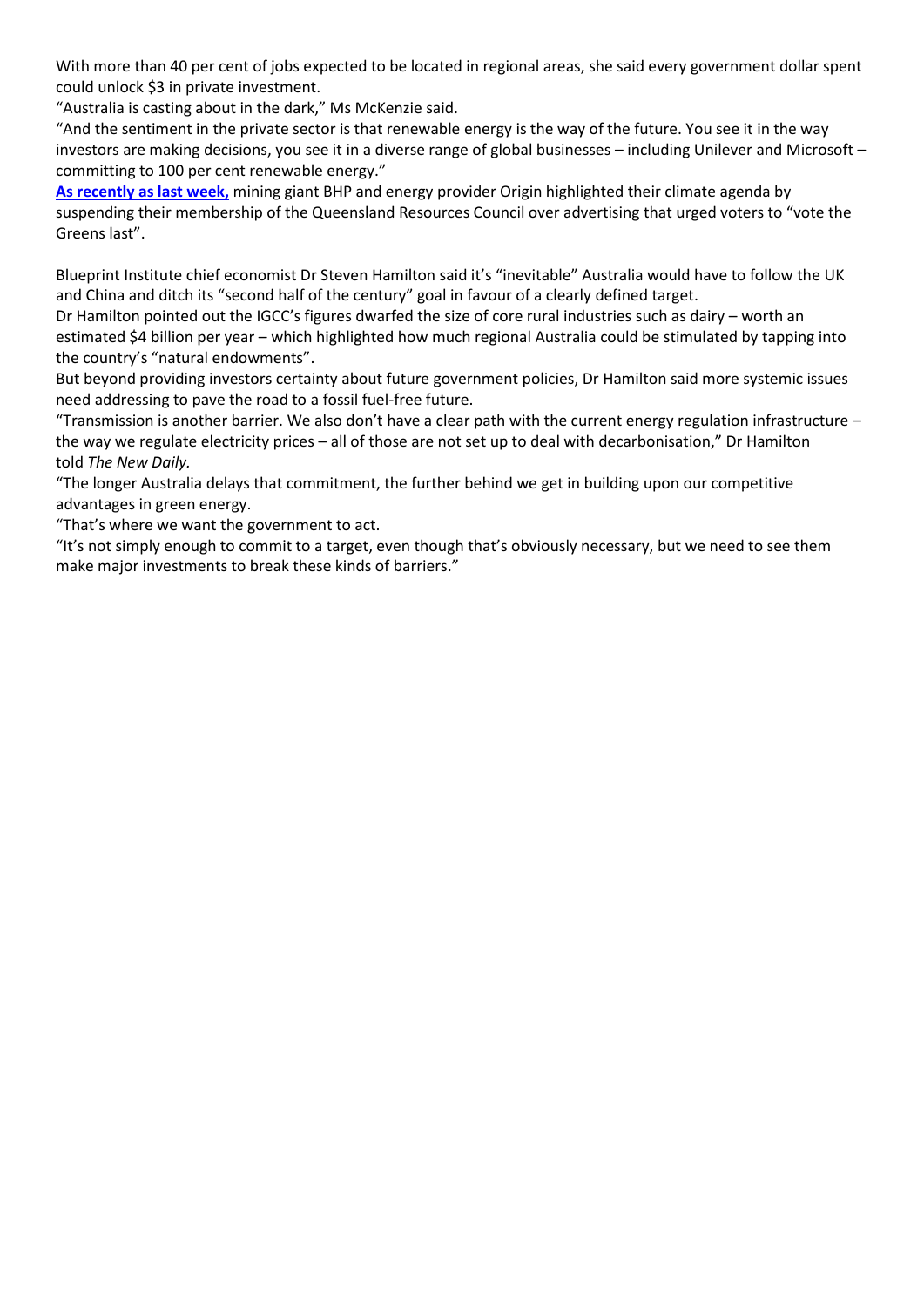With more than 40 per cent of jobs expected to be located in regional areas, she said every government dollar spent could unlock $3 in private investment.

"Australia is casting about in the dark," Ms McKenzie said.

"And the sentiment in the private sector is that renewable energy is the way of the future. You see it in the way investors are making decisions, you see it in a diverse range of global businesses – including Unilever and Microsoft – committing to 100 per cent renewable energy."

**As recently as last week,** mining giant BHP and energy provider Origin highlighted their climate agenda by suspending their membership of the Queensland Resources Council over advertising that urged voters to "vote the Greens last".

Blueprint Institute chief economist Dr Steven Hamilton said it's "inevitable" Australia would have to follow the UK and China and ditch its "second half of the century" goal in favour of a clearly defined target.

Dr Hamilton pointed out the IGCC's figures dwarfed the size of core rural industries such as dairy – worth an estimated $4 billion per year – which highlighted how much regional Australia could be stimulated by tapping into the country's "natural endowments".

But beyond providing investors certainty about future government policies, Dr Hamilton said more systemic issues need addressing to pave the road to a fossil fuel-free future.

"Transmission is another barrier. We also don't have a clear path with the current energy regulation infrastructure – the way we regulate electricity prices – all of those are not set up to deal with decarbonisation," Dr Hamilton told *The New Daily.*

"The longer Australia delays that commitment, the further behind we get in building upon our competitive advantages in green energy.

"That's where we want the government to act.

"It's not simply enough to commit to a target, even though that's obviously necessary, but we need to see them make major investments to break these kinds of barriers."